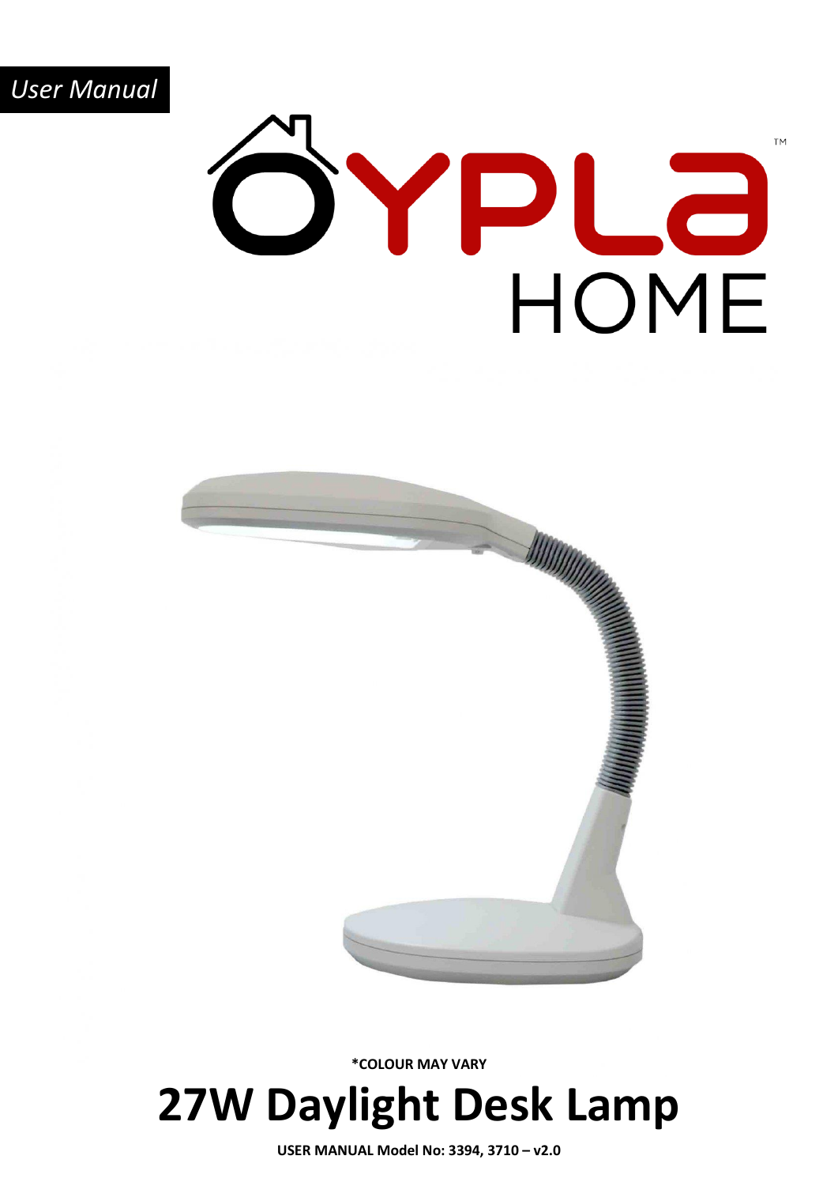*User Manual*

OYPLA™ HOME

**\*COLOUR MAY VARY**

# 27W Daylight Desk Lamp

**USER MANUAL Model No: 3394, 3710 – v2.0**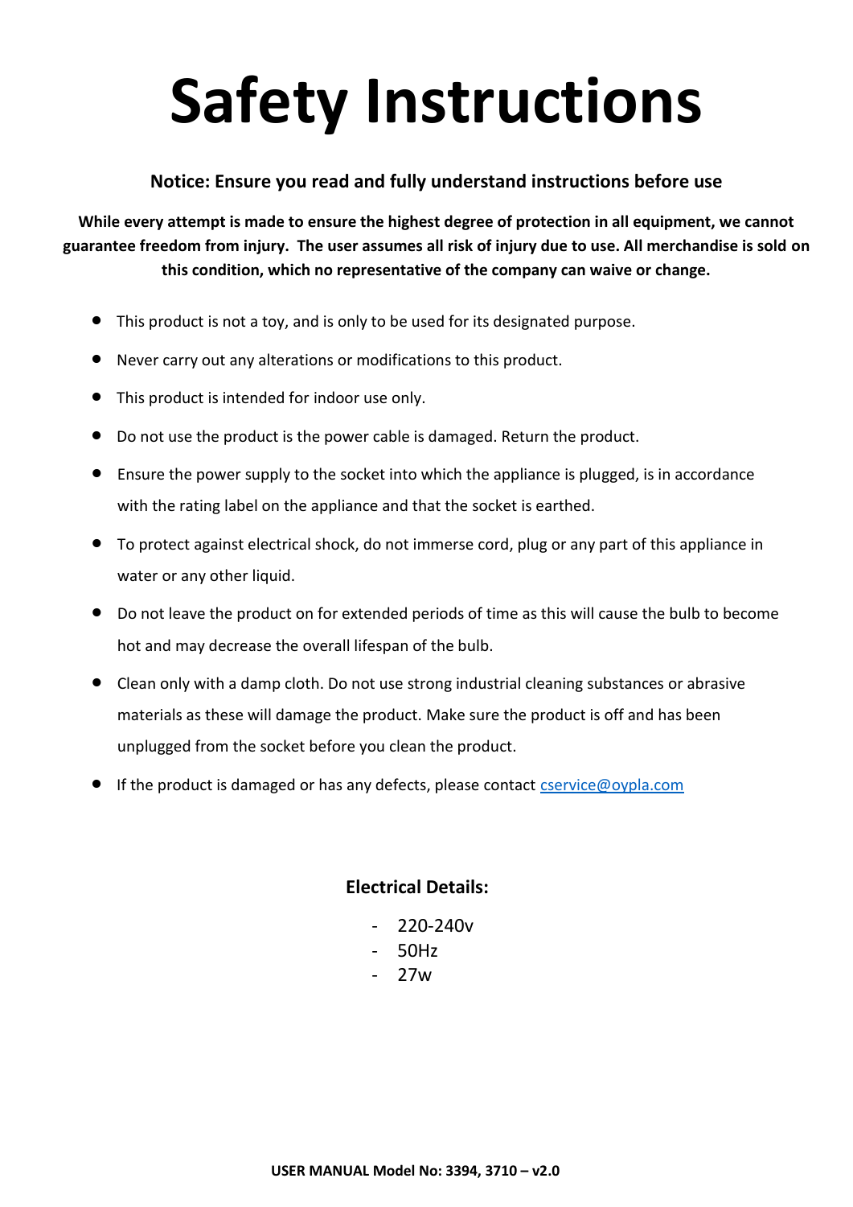# Safety Instructions

**Notice: Ensure you read and fully understand instructions before use**

**While every attempt is made to ensure the highest degree of protection in all equipment, we cannot guarantee freedom from injury. The user assumes all risk of injury due to use. All merchandise is sold on this condition, which no representative of the company can waive or change.**

- This product is not a toy, and is only to be used for its designated purpose.
- Never carry out any alterations or modifications to this product.
- This product is intended for indoor use only.
- Do not use the product is the power cable is damaged. Return the product.
- Ensure the power supply to the socket into which the appliance is plugged, is in accordance with the rating label on the appliance and that the socket is earthed.
- To protect against electrical shock, do not immerse cord, plug or any part of this appliance in water or any other liquid.
- Do not leave the product on for extended periods of time as this will cause the bulb to become hot and may decrease the overall lifespan of the bulb.
- Clean only with a damp cloth. Do not use strong industrial cleaning substances or abrasive materials as these will damage the product. Make sure the product is off and has been unplugged from the socket before you clean the product.
- If the product is damaged or has any defects, please contact cservice@oypla.com

**Electrical Details:**

- 220-240v
- 50Hz
- 27w

**USER MANUAL Model No: 3394, 3710 – v2.0**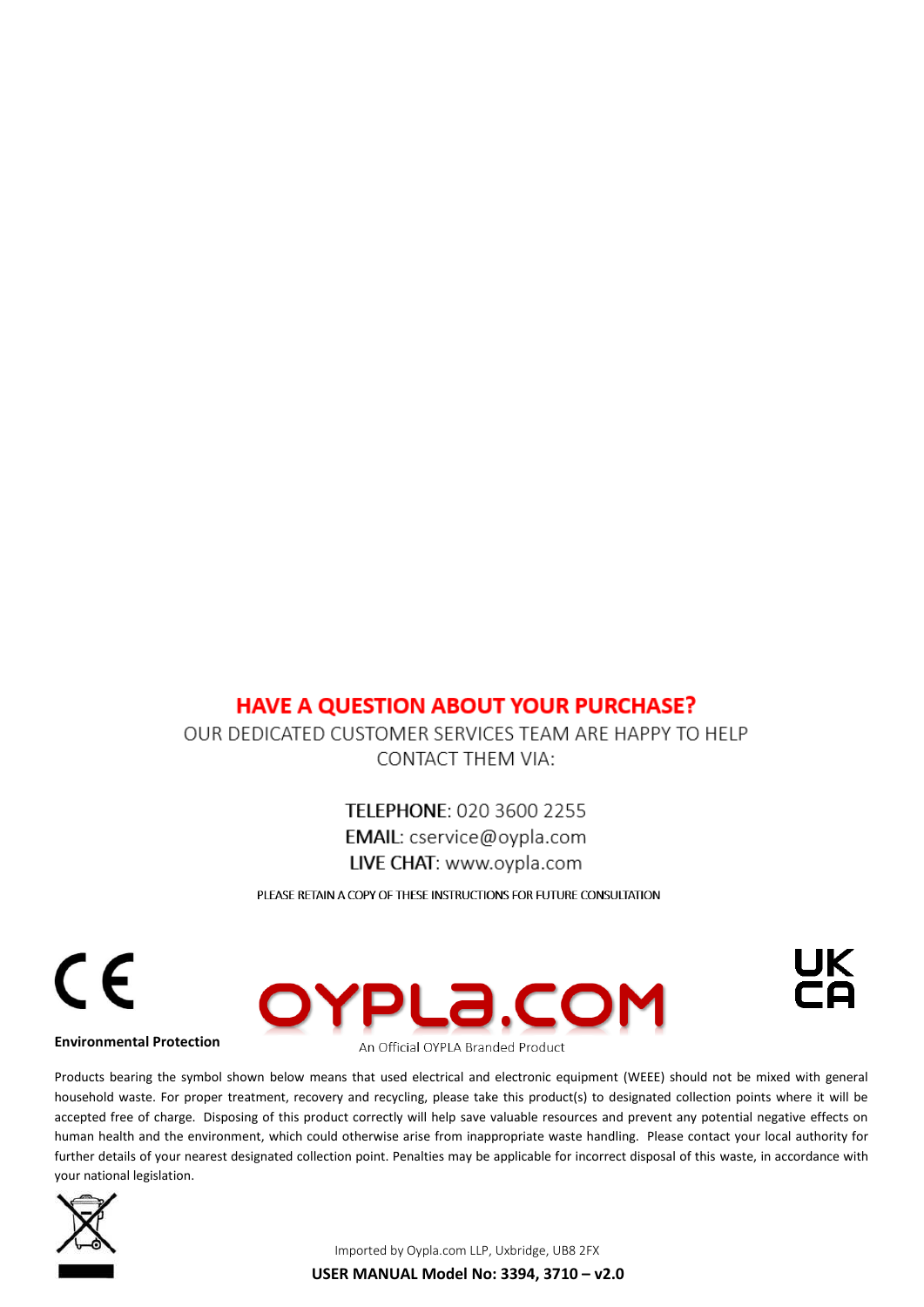## HAVE A QUESTION ABOUT YOUR PURCHASE?

OUR DEDICATED CUSTOMER SERVICES TEAM ARE HAPPY TO HELP
CONTACT THEM VIA:

TELEPHONE: 020 3600 2255
EMAIL: cservice@oypla.com
LIVE CHAT: www.oypla.com

PLEASE RETAIN A COPY OF THESE INSTRUCTIONS FOR FUTURE CONSULTATION

OYPLA.COM

An Official OYPLA Branded Product

**Environmental Protection**

Products bearing the symbol shown below means that used electrical and electronic equipment (WEEE) should not be mixed with general household waste. For proper treatment, recovery and recycling, please take this product(s) to designated collection points where it will be accepted free of charge. Disposing of this product correctly will help save valuable resources and prevent any potential negative effects on human health and the environment, which could otherwise arise from inappropriate waste handling. Please contact your local authority for further details of your nearest designated collection point. Penalties may be applicable for incorrect disposal of this waste, in accordance with your national legislation.

Imported by Oypla.com LLP, Uxbridge, UB8 2FX

**USER MANUAL Model No: 3394, 3710 – v2.0**